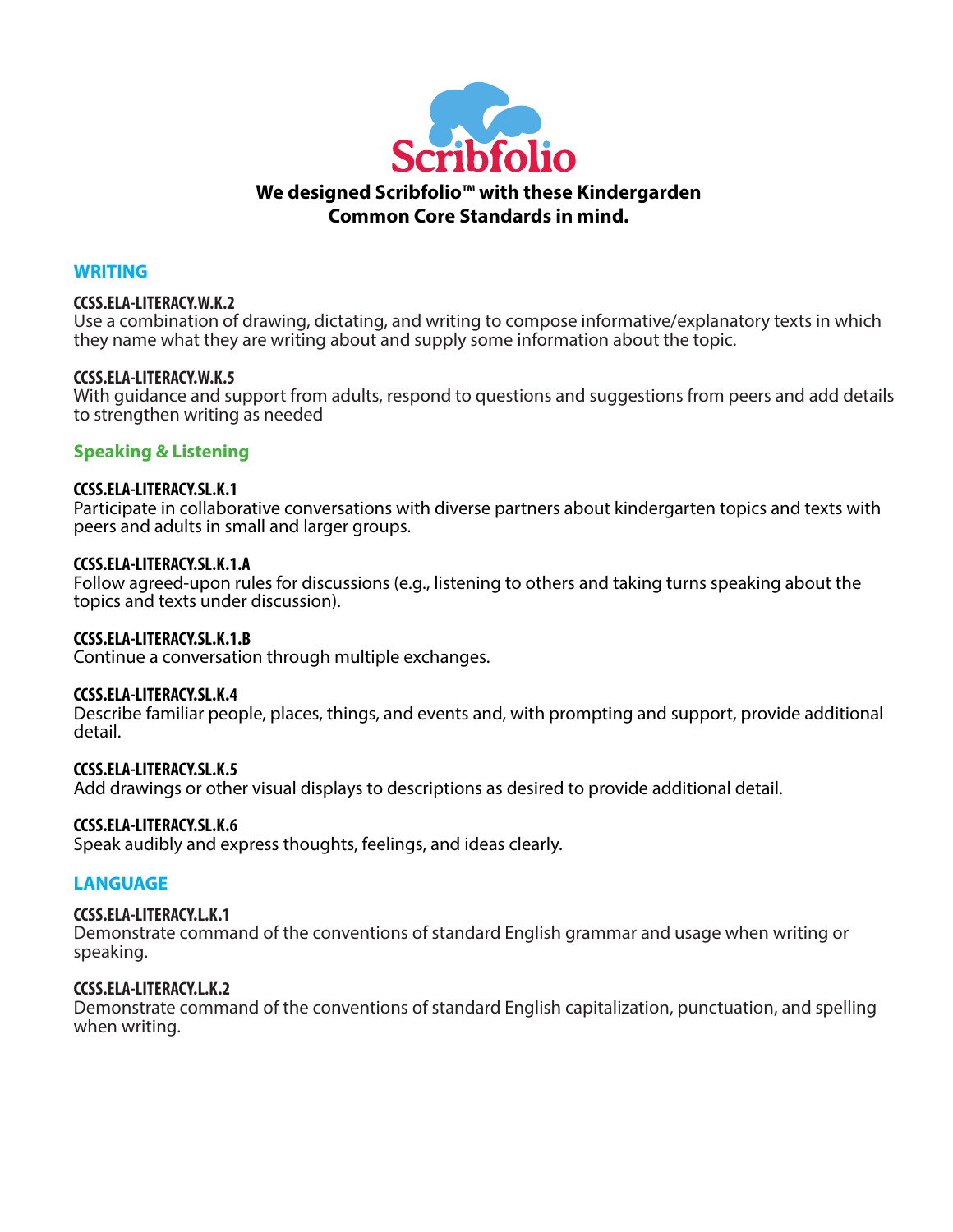Scribfolio

**We designed Scribfolio™ with these Kindergarden Common Core Standards in mind.**

## WRITING

**CCSS.ELA-LITERACY.W.K.2**
Use a combination of drawing, dictating, and writing to compose informative/explanatory texts in which they name what they are writing about and supply some information about the topic.

**CCSS.ELA-LITERACY.W.K.5**
With guidance and support from adults, respond to questions and suggestions from peers and add details to strengthen writing as needed

## Speaking & Listening

**CCSS.ELA-LITERACY.SL.K.1**
Participate in collaborative conversations with diverse partners about kindergarten topics and texts with peers and adults in small and larger groups.

**CCSS.ELA-LITERACY.SL.K.1.A**
Follow agreed-upon rules for discussions (e.g., listening to others and taking turns speaking about the topics and texts under discussion).

**CCSS.ELA-LITERACY.SL.K.1.B**
Continue a conversation through multiple exchanges.

**CCSS.ELA-LITERACY.SL.K.4**
Describe familiar people, places, things, and events and, with prompting and support, provide additional detail.

**CCSS.ELA-LITERACY.SL.K.5**
Add drawings or other visual displays to descriptions as desired to provide additional detail.

**CCSS.ELA-LITERACY.SL.K.6**
Speak audibly and express thoughts, feelings, and ideas clearly.

## LANGUAGE

**CCSS.ELA-LITERACY.L.K.1**
Demonstrate command of the conventions of standard English grammar and usage when writing or speaking.

**CCSS.ELA-LITERACY.L.K.2**
Demonstrate command of the conventions of standard English capitalization, punctuation, and spelling when writing.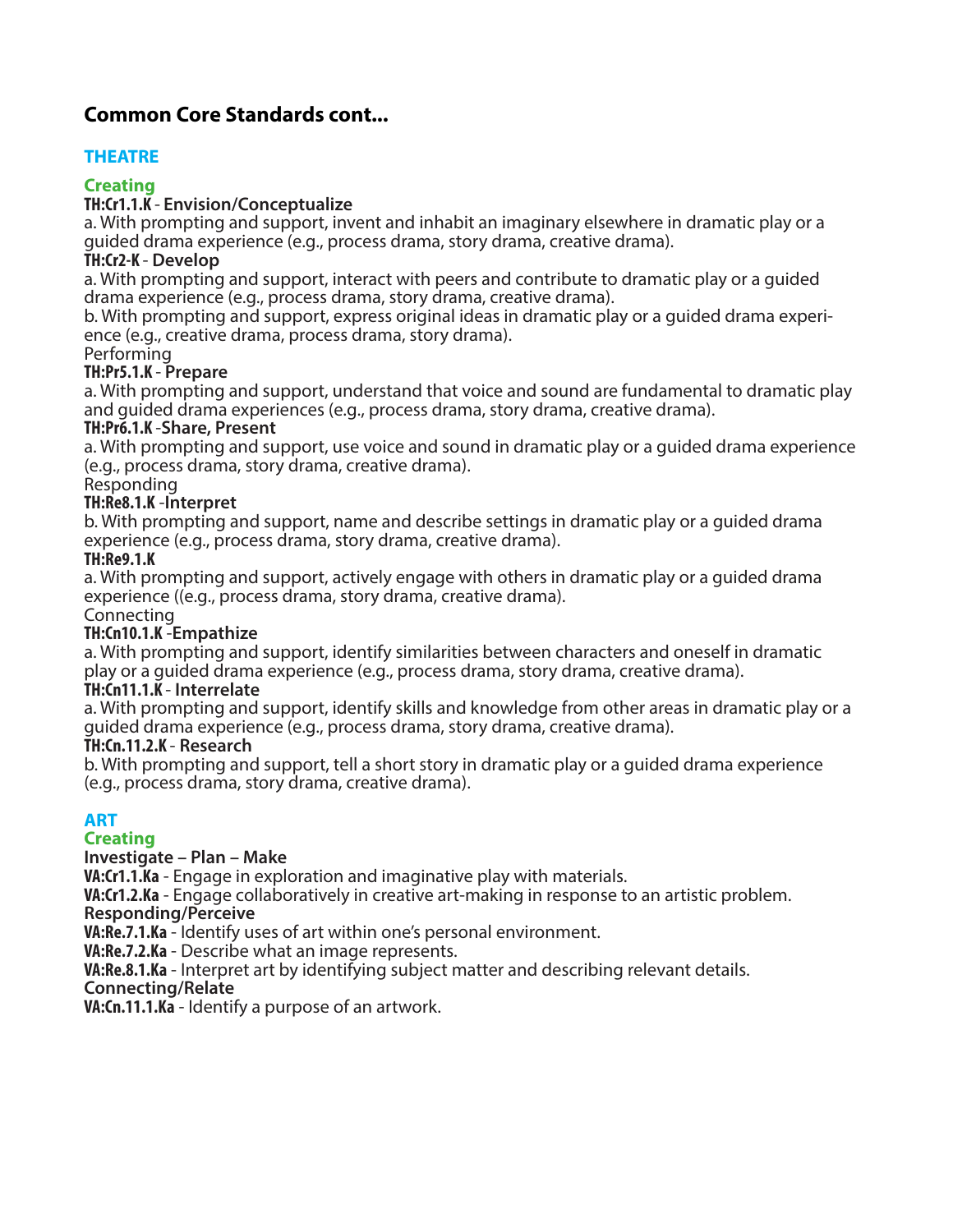## Common Core Standards cont...

### THEATRE

#### Creating

**TH:Cr1.1.K - Envision/Conceptualize**

a. With prompting and support, invent and inhabit an imaginary elsewhere in dramatic play or a guided drama experience (e.g., process drama, story drama, creative drama).

**TH:Cr2-K - Develop**

a. With prompting and support, interact with peers and contribute to dramatic play or a guided drama experience (e.g., process drama, story drama, creative drama).

b. With prompting and support, express original ideas in dramatic play or a guided drama experience (e.g., creative drama, process drama, story drama).

Performing

**TH:Pr5.1.K - Prepare**

a. With prompting and support, understand that voice and sound are fundamental to dramatic play and guided drama experiences (e.g., process drama, story drama, creative drama).

**TH:Pr6.1.K -Share, Present**

a. With prompting and support, use voice and sound in dramatic play or a guided drama experience (e.g., process drama, story drama, creative drama).

Responding

**TH:Re8.1.K -Interpret**

b. With prompting and support, name and describe settings in dramatic play or a guided drama experience (e.g., process drama, story drama, creative drama).

**TH:Re9.1.K**

a. With prompting and support, actively engage with others in dramatic play or a guided drama experience ((e.g., process drama, story drama, creative drama).

Connecting

**TH:Cn10.1.K -Empathize**

a. With prompting and support, identify similarities between characters and oneself in dramatic play or a guided drama experience (e.g., process drama, story drama, creative drama).

**TH:Cn11.1.K - Interrelate**

a. With prompting and support, identify skills and knowledge from other areas in dramatic play or a guided drama experience (e.g., process drama, story drama, creative drama).

**TH:Cn.11.2.K - Research**

b. With prompting and support, tell a short story in dramatic play or a guided drama experience (e.g., process drama, story drama, creative drama).

### ART

#### Creating

**Investigate – Plan – Make**

**VA:Cr1.1.Ka** - Engage in exploration and imaginative play with materials.

**VA:Cr1.2.Ka** - Engage collaboratively in creative art-making in response to an artistic problem.

**Responding/Perceive**

**VA:Re.7.1.Ka** - Identify uses of art within one's personal environment.

**VA:Re.7.2.Ka** - Describe what an image represents.

**VA:Re.8.1.Ka** - Interpret art by identifying subject matter and describing relevant details.

**Connecting/Relate**

**VA:Cn.11.1.Ka** - Identify a purpose of an artwork.